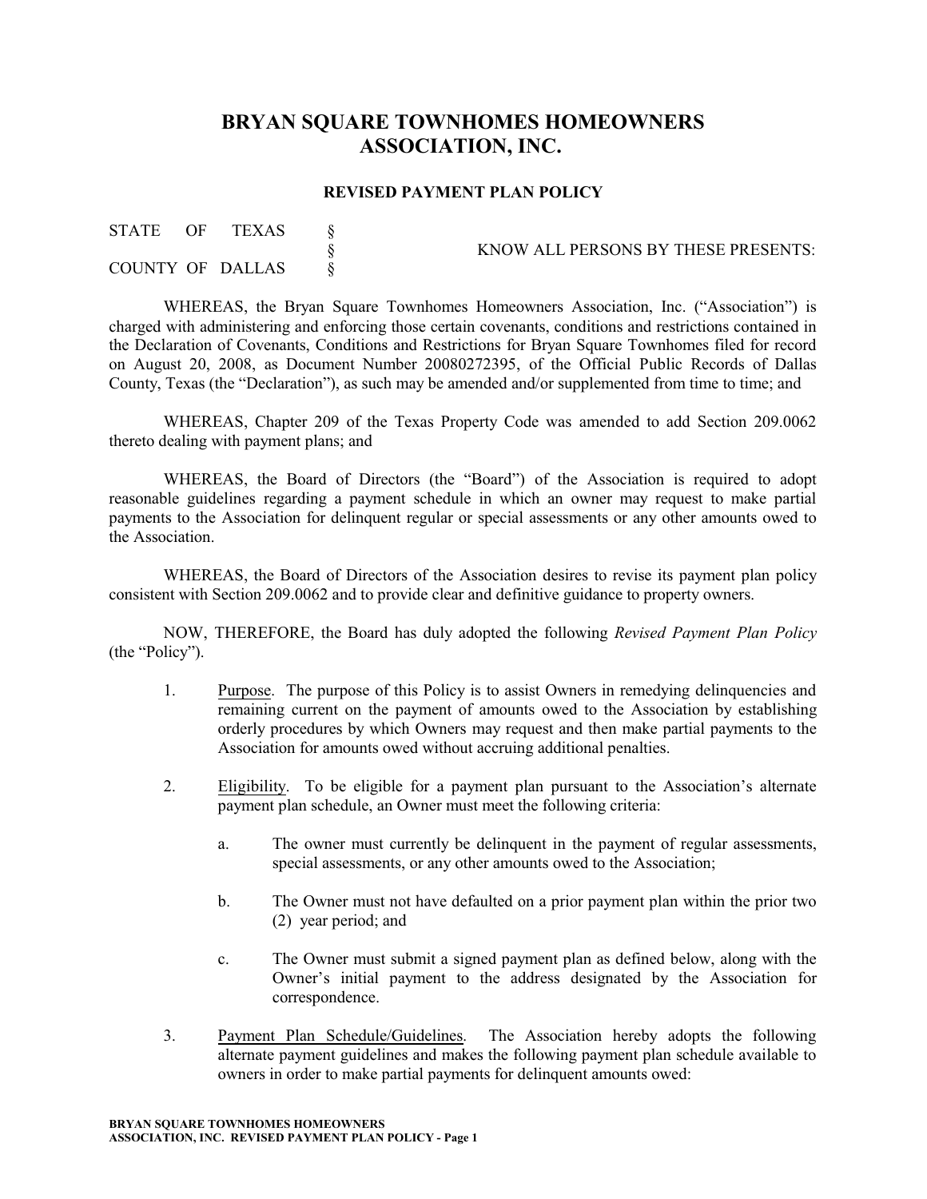# BRYAN SQUARE TOWNHOMES HOMEOWNERS ASSOCIATION, INC.

## REVISED PAYMENT PLAN POLICY

| | | |
|---|---|---|
| STATE OF TEXAS | § | |
| | § | KNOW ALL PERSONS BY THESE PRESENTS: |
| COUNTY OF DALLAS | § | |

WHEREAS, the Bryan Square Townhomes Homeowners Association, Inc. ("Association") is charged with administering and enforcing those certain covenants, conditions and restrictions contained in the Declaration of Covenants, Conditions and Restrictions for Bryan Square Townhomes filed for record on August 20, 2008, as Document Number 20080272395, of the Official Public Records of Dallas County, Texas (the "Declaration"), as such may be amended and/or supplemented from time to time; and

WHEREAS, Chapter 209 of the Texas Property Code was amended to add Section 209.0062 thereto dealing with payment plans; and

WHEREAS, the Board of Directors (the "Board") of the Association is required to adopt reasonable guidelines regarding a payment schedule in which an owner may request to make partial payments to the Association for delinquent regular or special assessments or any other amounts owed to the Association.

WHEREAS, the Board of Directors of the Association desires to revise its payment plan policy consistent with Section 209.0062 and to provide clear and definitive guidance to property owners.

NOW, THEREFORE, the Board has duly adopted the following *Revised Payment Plan Policy* (the "Policy").

1. Purpose. The purpose of this Policy is to assist Owners in remedying delinquencies and remaining current on the payment of amounts owed to the Association by establishing orderly procedures by which Owners may request and then make partial payments to the Association for amounts owed without accruing additional penalties.

2. Eligibility. To be eligible for a payment plan pursuant to the Association's alternate payment plan schedule, an Owner must meet the following criteria:

   a. The owner must currently be delinquent in the payment of regular assessments, special assessments, or any other amounts owed to the Association;

   b. The Owner must not have defaulted on a prior payment plan within the prior two (2) year period; and

   c. The Owner must submit a signed payment plan as defined below, along with the Owner's initial payment to the address designated by the Association for correspondence.

3. Payment Plan Schedule/Guidelines. The Association hereby adopts the following alternate payment guidelines and makes the following payment plan schedule available to owners in order to make partial payments for delinquent amounts owed: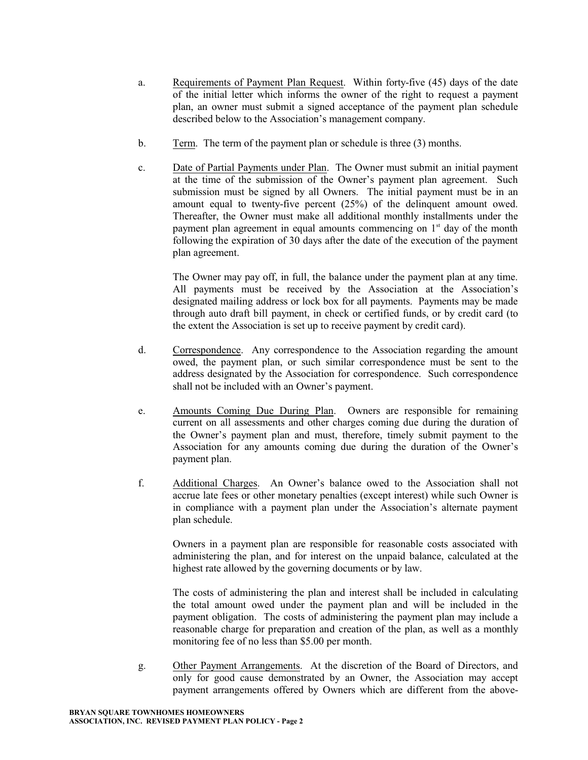a. <u>Requirements of Payment Plan Request</u>. Within forty-five (45) days of the date of the initial letter which informs the owner of the right to request a payment plan, an owner must submit a signed acceptance of the payment plan schedule described below to the Association's management company.

b. <u>Term</u>. The term of the payment plan or schedule is three (3) months.

c. <u>Date of Partial Payments under Plan</u>. The Owner must submit an initial payment at the time of the submission of the Owner's payment plan agreement. Such submission must be signed by all Owners. The initial payment must be in an amount equal to twenty-five percent (25%) of the delinquent amount owed. Thereafter, the Owner must make all additional monthly installments under the payment plan agreement in equal amounts commencing on 1st day of the month following the expiration of 30 days after the date of the execution of the payment plan agreement.

   The Owner may pay off, in full, the balance under the payment plan at any time. All payments must be received by the Association at the Association's designated mailing address or lock box for all payments. Payments may be made through auto draft bill payment, in check or certified funds, or by credit card (to the extent the Association is set up to receive payment by credit card).

d. <u>Correspondence</u>. Any correspondence to the Association regarding the amount owed, the payment plan, or such similar correspondence must be sent to the address designated by the Association for correspondence. Such correspondence shall not be included with an Owner's payment.

e. <u>Amounts Coming Due During Plan</u>. Owners are responsible for remaining current on all assessments and other charges coming due during the duration of the Owner's payment plan and must, therefore, timely submit payment to the Association for any amounts coming due during the duration of the Owner's payment plan.

f. <u>Additional Charges</u>. An Owner's balance owed to the Association shall not accrue late fees or other monetary penalties (except interest) while such Owner is in compliance with a payment plan under the Association's alternate payment plan schedule.

   Owners in a payment plan are responsible for reasonable costs associated with administering the plan, and for interest on the unpaid balance, calculated at the highest rate allowed by the governing documents or by law.

   The costs of administering the plan and interest shall be included in calculating the total amount owed under the payment plan and will be included in the payment obligation. The costs of administering the payment plan may include a reasonable charge for preparation and creation of the plan, as well as a monthly monitoring fee of no less than $5.00 per month.

g. <u>Other Payment Arrangements</u>. At the discretion of the Board of Directors, and only for good cause demonstrated by an Owner, the Association may accept payment arrangements offered by Owners which are different from the above-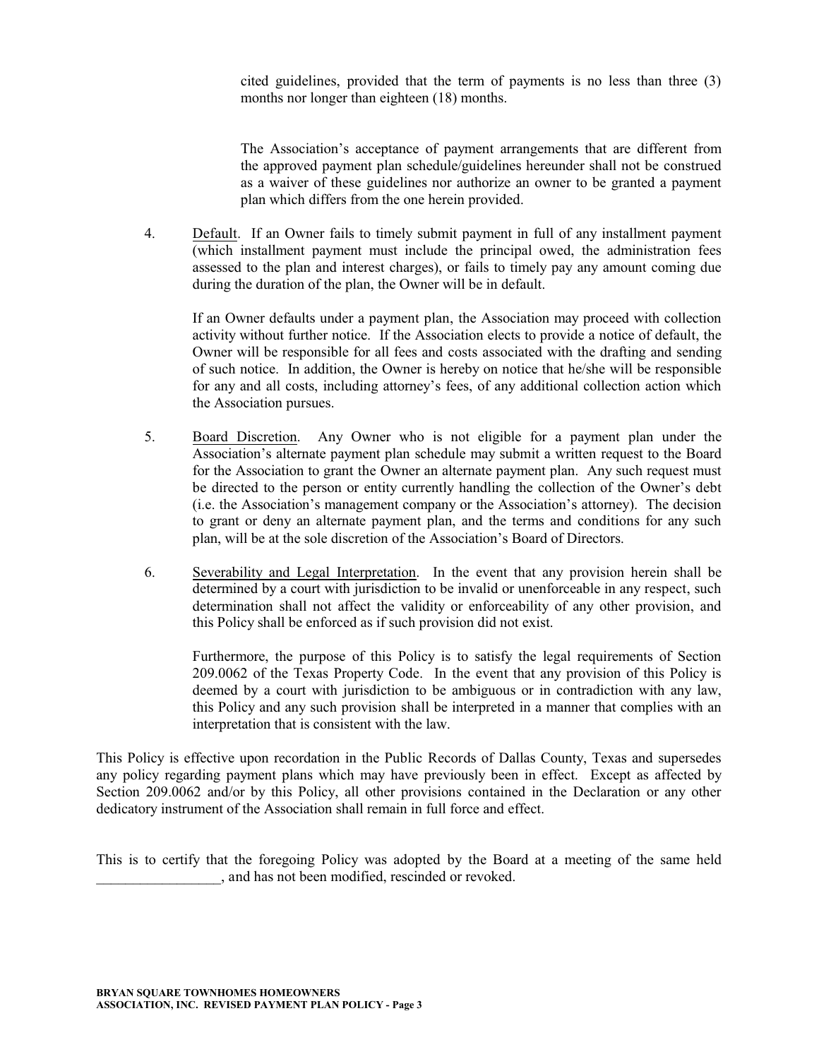cited guidelines, provided that the term of payments is no less than three (3) months nor longer than eighteen (18) months.

The Association's acceptance of payment arrangements that are different from the approved payment plan schedule/guidelines hereunder shall not be construed as a waiver of these guidelines nor authorize an owner to be granted a payment plan which differs from the one herein provided.

4. Default. If an Owner fails to timely submit payment in full of any installment payment (which installment payment must include the principal owed, the administration fees assessed to the plan and interest charges), or fails to timely pay any amount coming due during the duration of the plan, the Owner will be in default.

   If an Owner defaults under a payment plan, the Association may proceed with collection activity without further notice. If the Association elects to provide a notice of default, the Owner will be responsible for all fees and costs associated with the drafting and sending of such notice. In addition, the Owner is hereby on notice that he/she will be responsible for any and all costs, including attorney's fees, of any additional collection action which the Association pursues.

5. Board Discretion. Any Owner who is not eligible for a payment plan under the Association's alternate payment plan schedule may submit a written request to the Board for the Association to grant the Owner an alternate payment plan. Any such request must be directed to the person or entity currently handling the collection of the Owner's debt (i.e. the Association's management company or the Association's attorney). The decision to grant or deny an alternate payment plan, and the terms and conditions for any such plan, will be at the sole discretion of the Association's Board of Directors.

6. Severability and Legal Interpretation. In the event that any provision herein shall be determined by a court with jurisdiction to be invalid or unenforceable in any respect, such determination shall not affect the validity or enforceability of any other provision, and this Policy shall be enforced as if such provision did not exist.

   Furthermore, the purpose of this Policy is to satisfy the legal requirements of Section 209.0062 of the Texas Property Code. In the event that any provision of this Policy is deemed by a court with jurisdiction to be ambiguous or in contradiction with any law, this Policy and any such provision shall be interpreted in a manner that complies with an interpretation that is consistent with the law.

This Policy is effective upon recordation in the Public Records of Dallas County, Texas and supersedes any policy regarding payment plans which may have previously been in effect. Except as affected by Section 209.0062 and/or by this Policy, all other provisions contained in the Declaration or any other dedicatory instrument of the Association shall remain in full force and effect.

This is to certify that the foregoing Policy was adopted by the Board at a meeting of the same held _________________, and has not been modified, rescinded or revoked.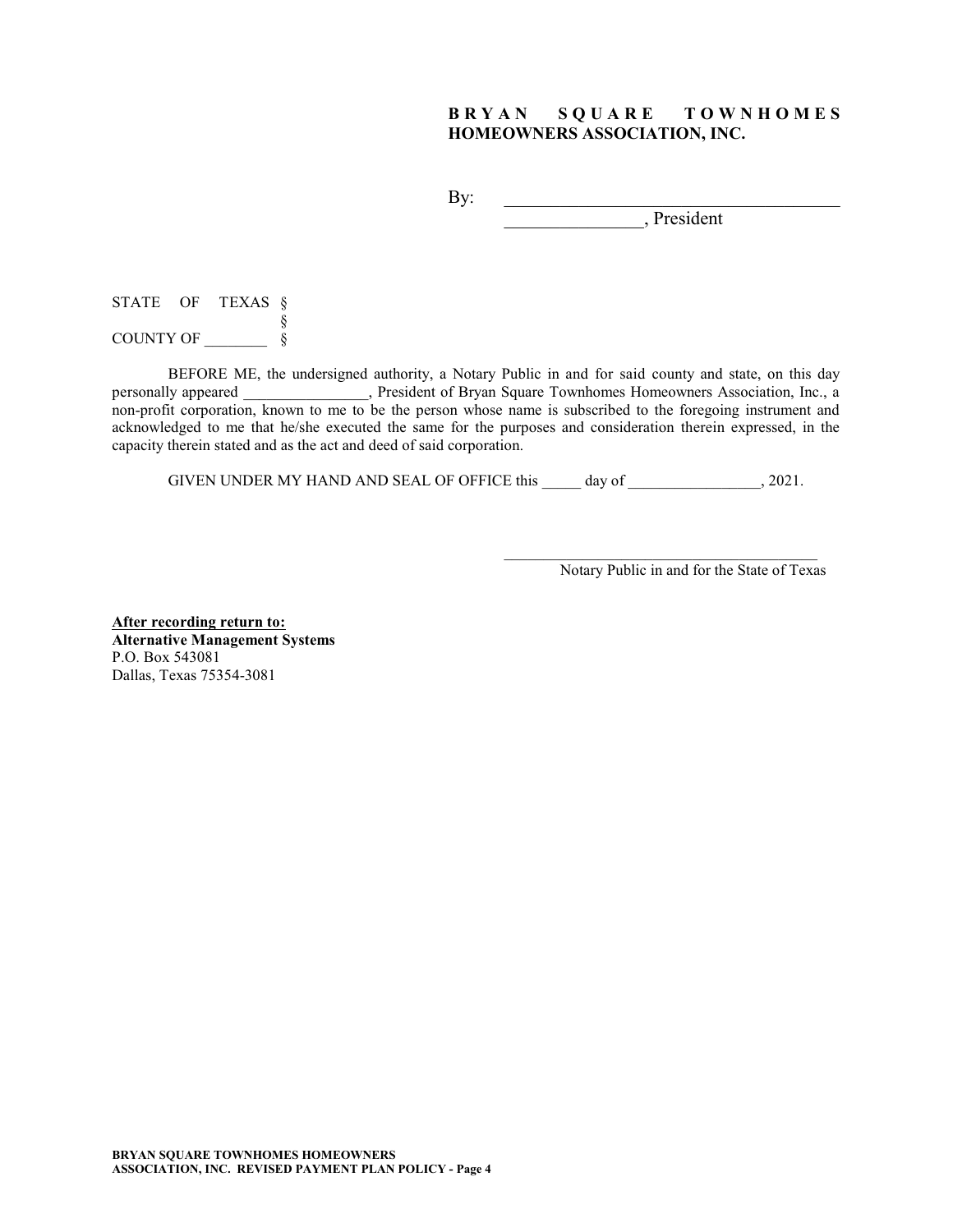**BRYAN SQUARE TOWNHOMES HOMEOWNERS ASSOCIATION, INC.**

By: ______________________________________
_______________, President

STATE OF TEXAS §
§
COUNTY OF ________ §

BEFORE ME, the undersigned authority, a Notary Public in and for said county and state, on this day personally appeared ________________, President of Bryan Square Townhomes Homeowners Association, Inc., a non-profit corporation, known to me to be the person whose name is subscribed to the foregoing instrument and acknowledged to me that he/she executed the same for the purposes and consideration therein expressed, in the capacity therein stated and as the act and deed of said corporation.

GIVEN UNDER MY HAND AND SEAL OF OFFICE this _____ day of _________________, 2021.

________________________________________
Notary Public in and for the State of Texas

**After recording return to:**
**Alternative Management Systems**
P.O. Box 543081
Dallas, Texas 75354-3081